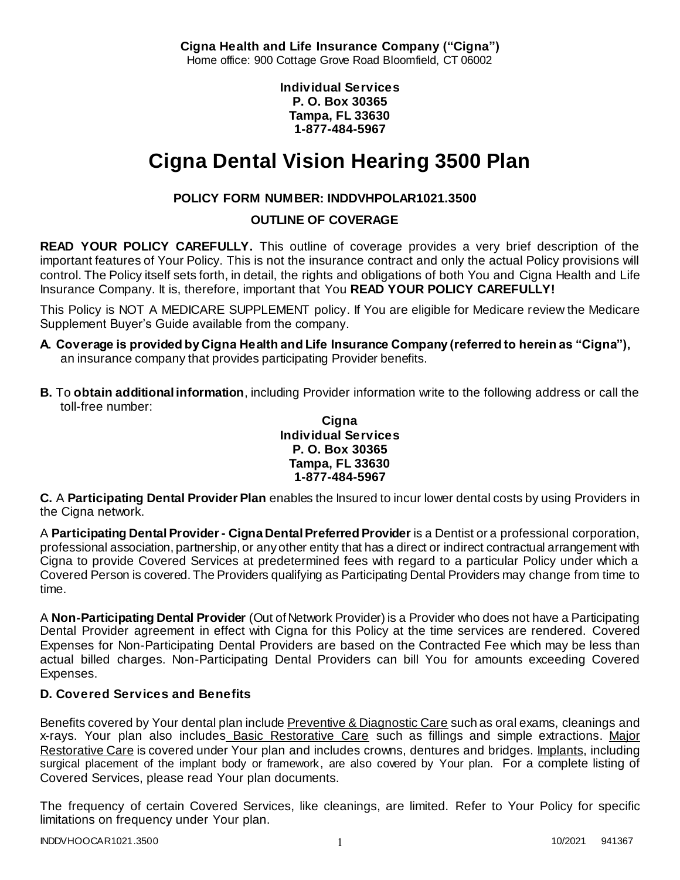**Cigna Health and Life Insurance Company ("Cigna")**
Home office: 900 Cottage Grove Road Bloomfield, CT 06002

**Individual Services**
**P. O. Box 30365**
**Tampa, FL 33630**
**1-877-484-5967**

# Cigna Dental Vision Hearing 3500 Plan

**POLICY FORM NUMBER: INDDVHPOLAR1021.3500**

**OUTLINE OF COVERAGE**

**READ YOUR POLICY CAREFULLY.** This outline of coverage provides a very brief description of the important features of Your Policy. This is not the insurance contract and only the actual Policy provisions will control. The Policy itself sets forth, in detail, the rights and obligations of both You and Cigna Health and Life Insurance Company. It is, therefore, important that You **READ YOUR POLICY CAREFULLY!**

This Policy is NOT A MEDICARE SUPPLEMENT policy. If You are eligible for Medicare review the Medicare Supplement Buyer's Guide available from the company.

**A. Coverage is provided by Cigna Health and Life Insurance Company (referred to herein as "Cigna"),** an insurance company that provides participating Provider benefits.

**B.** To **obtain additional information**, including Provider information write to the following address or call the toll-free number:

**Cigna**
**Individual Services**
**P. O. Box 30365**
**Tampa, FL 33630**
**1-877-484-5967**

**C.** A **Participating Dental Provider Plan** enables the Insured to incur lower dental costs by using Providers in the Cigna network.

A **Participating Dental Provider - Cigna Dental Preferred Provider** is a Dentist or a professional corporation, professional association, partnership, or any other entity that has a direct or indirect contractual arrangement with Cigna to provide Covered Services at predetermined fees with regard to a particular Policy under which a Covered Person is covered. The Providers qualifying as Participating Dental Providers may change from time to time.

A **Non-Participating Dental Provider** (Out of Network Provider) is a Provider who does not have a Participating Dental Provider agreement in effect with Cigna for this Policy at the time services are rendered. Covered Expenses for Non-Participating Dental Providers are based on the Contracted Fee which may be less than actual billed charges. Non-Participating Dental Providers can bill You for amounts exceeding Covered Expenses.

**D. Covered Services and Benefits**

Benefits covered by Your dental plan include Preventive & Diagnostic Care such as oral exams, cleanings and x-rays. Your plan also includes Basic Restorative Care such as fillings and simple extractions. Major Restorative Care is covered under Your plan and includes crowns, dentures and bridges. Implants, including surgical placement of the implant body or framework, are also covered by Your plan. For a complete listing of Covered Services, please read Your plan documents.

The frequency of certain Covered Services, like cleanings, are limited. Refer to Your Policy for specific limitations on frequency under Your plan.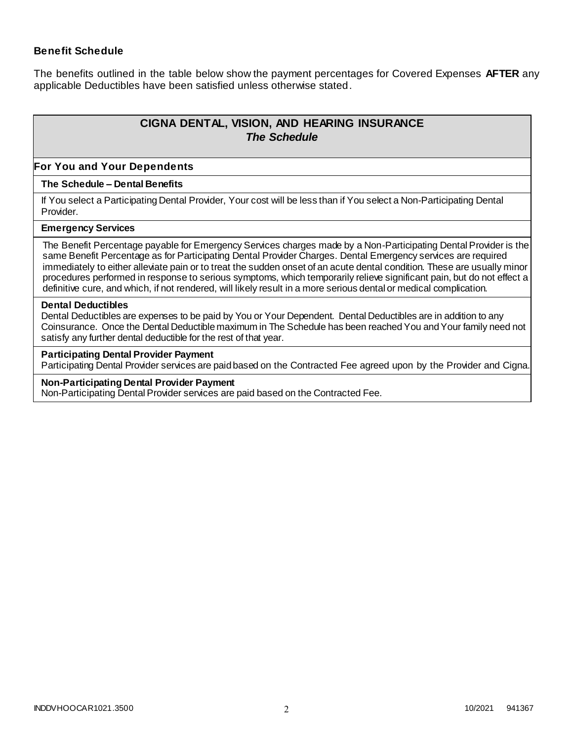### Benefit Schedule

The benefits outlined in the table below show the payment percentages for Covered Expenses **AFTER** any applicable Deductibles have been satisfied unless otherwise stated.

## CIGNA DENTAL, VISION, AND HEARING INSURANCE
### *The Schedule*

### For You and Your Dependents

**The Schedule – Dental Benefits**

If You select a Participating Dental Provider, Your cost will be less than if You select a Non-Participating Dental Provider.

**Emergency Services**

The Benefit Percentage payable for Emergency Services charges made by a Non-Participating Dental Provider is the same Benefit Percentage as for Participating Dental Provider Charges. Dental Emergency services are required immediately to either alleviate pain or to treat the sudden onset of an acute dental condition. These are usually minor procedures performed in response to serious symptoms, which temporarily relieve significant pain, but do not effect a definitive cure, and which, if not rendered, will likely result in a more serious dental or medical complication.

**Dental Deductibles**

Dental Deductibles are expenses to be paid by You or Your Dependent. Dental Deductibles are in addition to any Coinsurance. Once the Dental Deductible maximum in The Schedule has been reached You and Your family need not satisfy any further dental deductible for the rest of that year.

**Participating Dental Provider Payment**

Participating Dental Provider services are paid based on the Contracted Fee agreed upon by the Provider and Cigna.

**Non-Participating Dental Provider Payment**

Non-Participating Dental Provider services are paid based on the Contracted Fee.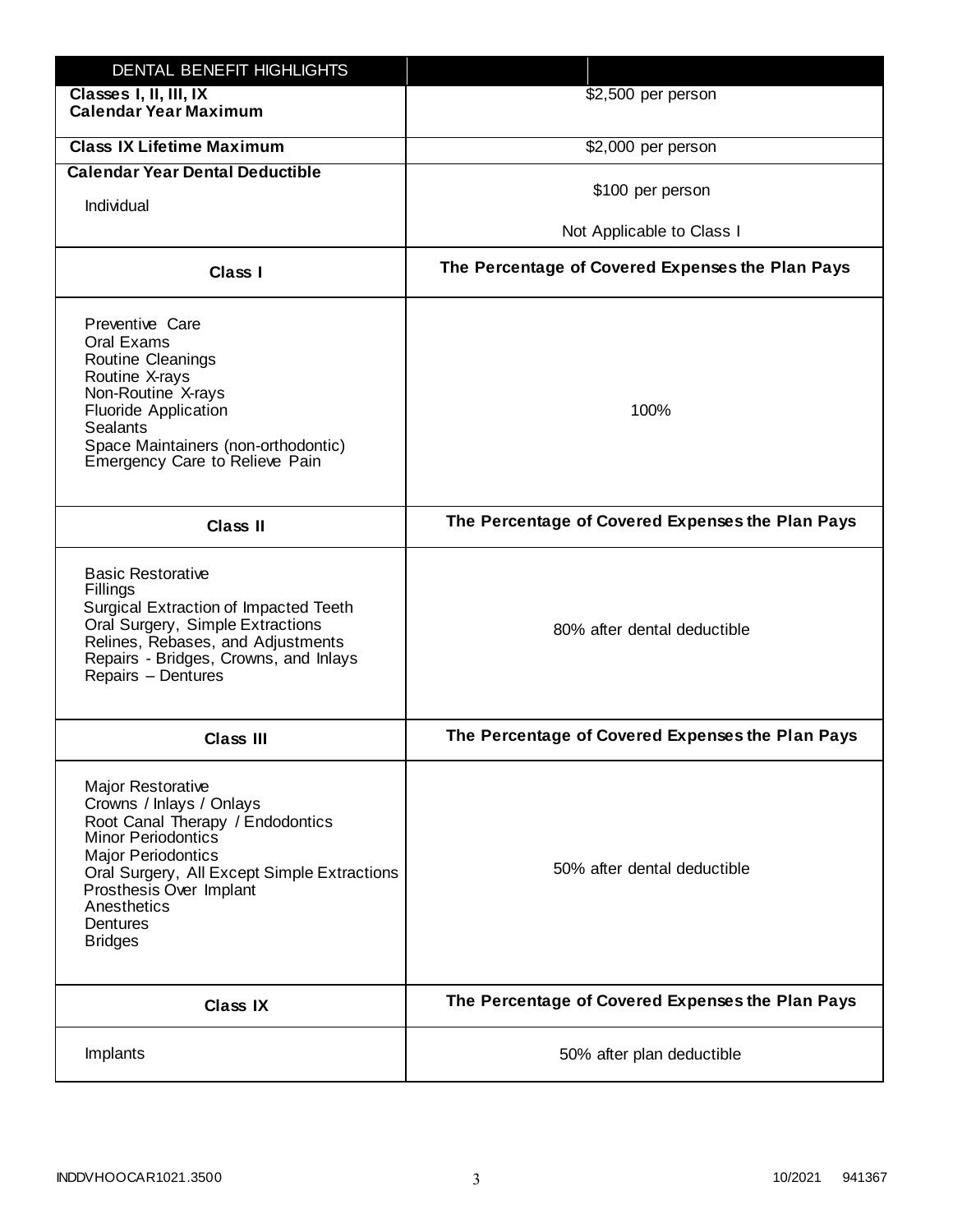| DENTAL BENEFIT HIGHLIGHTS | |
|---|---|
| **Classes I, II, III, IX Calendar Year Maximum** | $2,500 per person |
| **Class IX Lifetime Maximum** | $2,000 per person |
| **Calendar Year Dental Deductible**<br>Individual | $100 per person<br>Not Applicable to Class I |
| **Class I** | **The Percentage of Covered Expenses the Plan Pays** |
| Preventive Care<br>Oral Exams<br>Routine Cleanings<br>Routine X-rays<br>Non-Routine X-rays<br>Fluoride Application<br>Sealants<br>Space Maintainers (non-orthodontic)<br>Emergency Care to Relieve Pain | 100% |
| **Class II** | **The Percentage of Covered Expenses the Plan Pays** |
| Basic Restorative<br>Fillings<br>Surgical Extraction of Impacted Teeth<br>Oral Surgery, Simple Extractions<br>Relines, Rebases, and Adjustments<br>Repairs - Bridges, Crowns, and Inlays<br>Repairs – Dentures | 80% after dental deductible |
| **Class III** | **The Percentage of Covered Expenses the Plan Pays** |
| Major Restorative<br>Crowns / Inlays / Onlays<br>Root Canal Therapy / Endodontics<br>Minor Periodontics<br>Major Periodontics<br>Oral Surgery, All Except Simple Extractions<br>Prosthesis Over Implant<br>Anesthetics<br>Dentures<br>Bridges | 50% after dental deductible |
| **Class IX** | **The Percentage of Covered Expenses the Plan Pays** |
| Implants | 50% after plan deductible |

INDDVHOOCAR1021.3500 10/2021 941367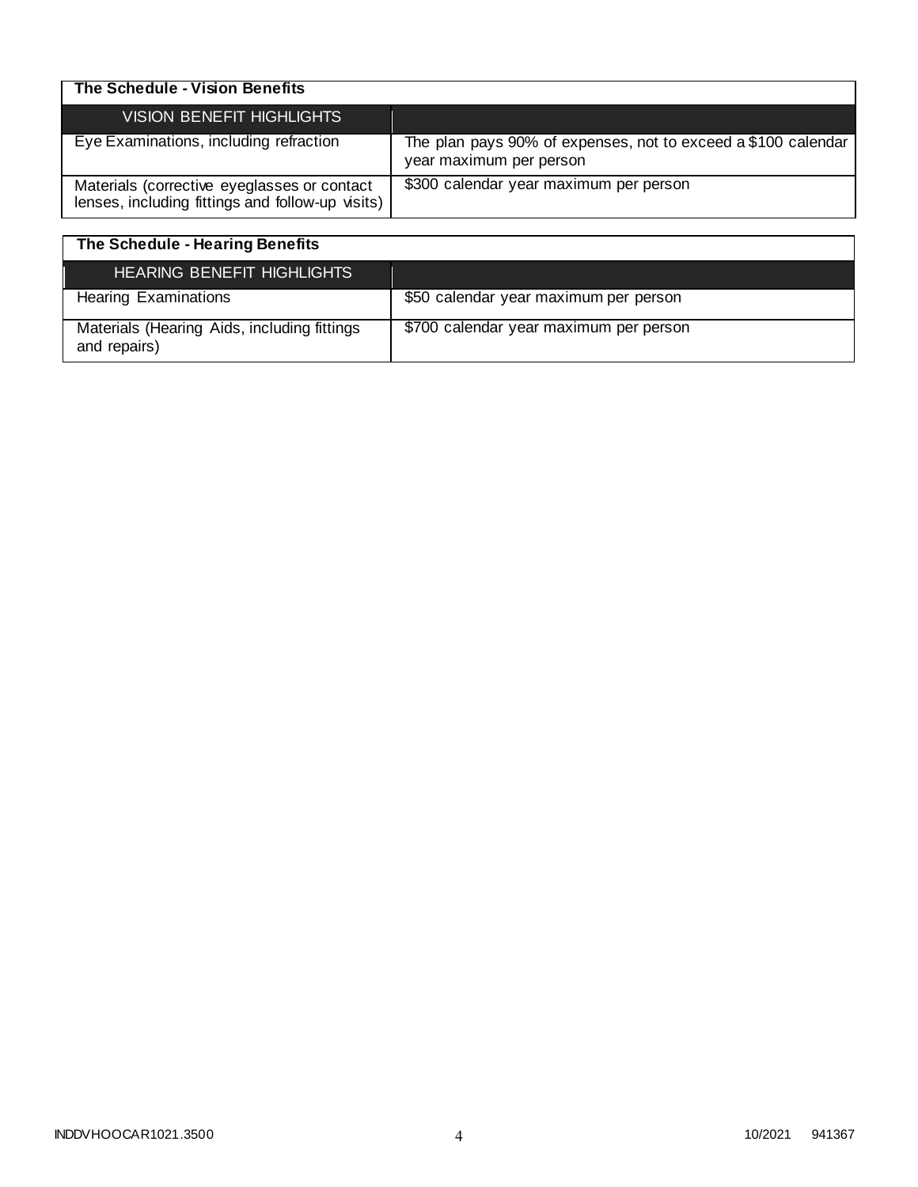| The Schedule - Vision Benefits | |
|---|---|
| VISION BENEFIT HIGHLIGHTS | |
| Eye Examinations, including refraction | The plan pays 90% of expenses, not to exceed a $100 calendar year maximum per person |
| Materials (corrective eyeglasses or contact lenses, including fittings and follow-up visits) | $300 calendar year maximum per person |

| The Schedule - Hearing Benefits | |
|---|---|
| HEARING BENEFIT HIGHLIGHTS | |
| Hearing Examinations | $50 calendar year maximum per person |
| Materials (Hearing Aids, including fittings and repairs) | $700 calendar year maximum per person |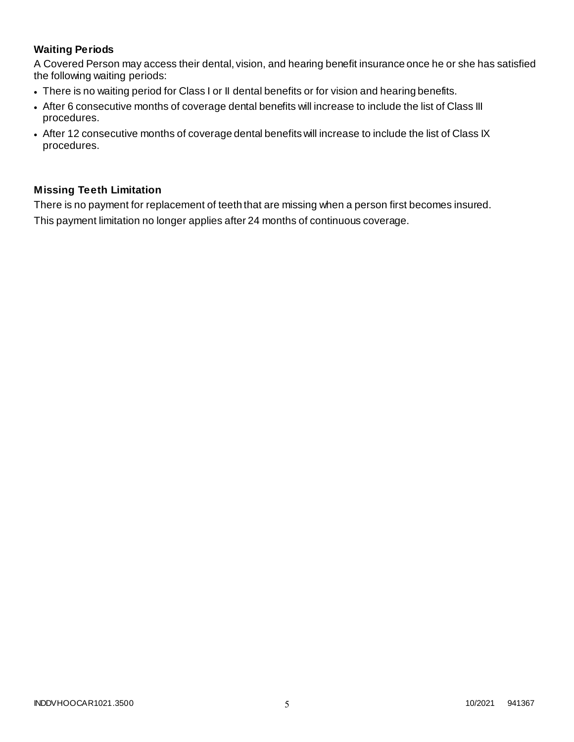### Waiting Periods

A Covered Person may access their dental, vision, and hearing benefit insurance once he or she has satisfied the following waiting periods:

- There is no waiting period for Class I or II dental benefits or for vision and hearing benefits.
- After 6 consecutive months of coverage dental benefits will increase to include the list of Class III procedures.
- After 12 consecutive months of coverage dental benefits will increase to include the list of Class IX procedures.

### Missing Teeth Limitation

There is no payment for replacement of teeth that are missing when a person first becomes insured.

This payment limitation no longer applies after 24 months of continuous coverage.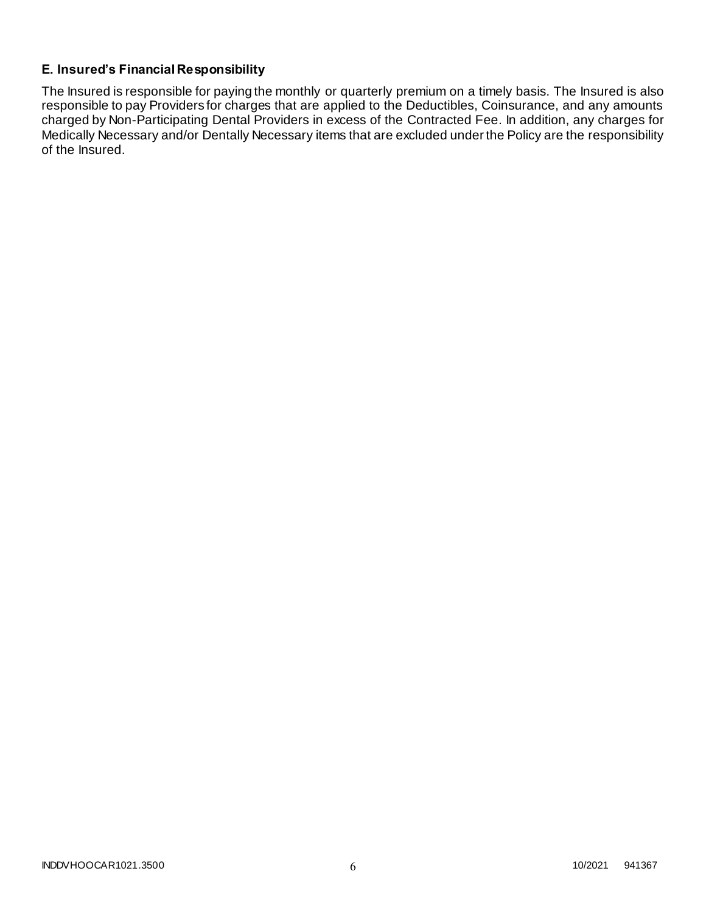### E. Insured's Financial Responsibility

The Insured is responsible for paying the monthly or quarterly premium on a timely basis. The Insured is also responsible to pay Providers for charges that are applied to the Deductibles, Coinsurance, and any amounts charged by Non-Participating Dental Providers in excess of the Contracted Fee. In addition, any charges for Medically Necessary and/or Dentally Necessary items that are excluded under the Policy are the responsibility of the Insured.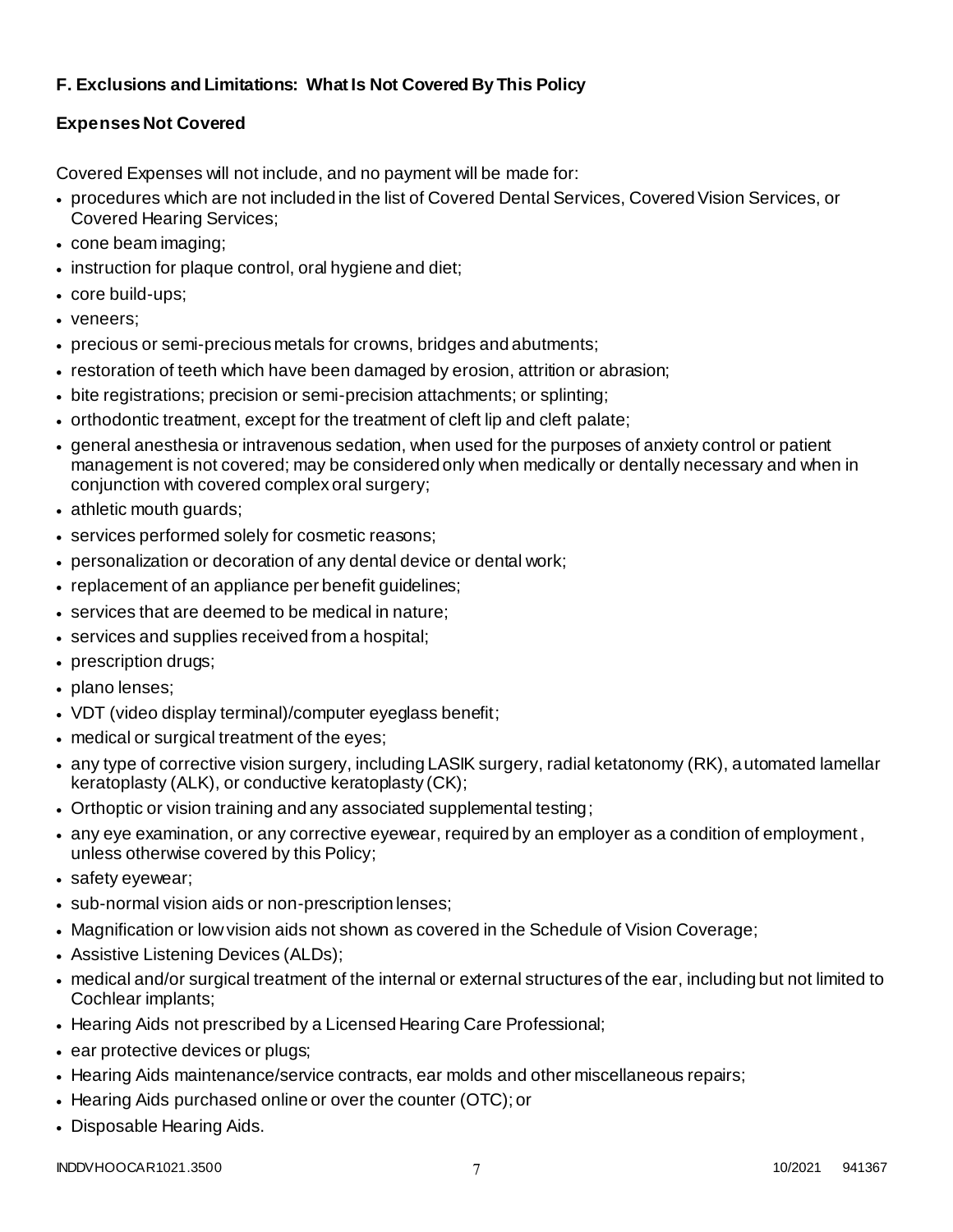## F. Exclusions and Limitations: What Is Not Covered By This Policy

### Expenses Not Covered

Covered Expenses will not include, and no payment will be made for:

- procedures which are not included in the list of Covered Dental Services, Covered Vision Services, or Covered Hearing Services;
- cone beam imaging;
- instruction for plaque control, oral hygiene and diet;
- core build-ups;
- veneers;
- precious or semi-precious metals for crowns, bridges and abutments;
- restoration of teeth which have been damaged by erosion, attrition or abrasion;
- bite registrations; precision or semi-precision attachments; or splinting;
- orthodontic treatment, except for the treatment of cleft lip and cleft palate;
- general anesthesia or intravenous sedation, when used for the purposes of anxiety control or patient management is not covered; may be considered only when medically or dentally necessary and when in conjunction with covered complex oral surgery;
- athletic mouth guards;
- services performed solely for cosmetic reasons;
- personalization or decoration of any dental device or dental work;
- replacement of an appliance per benefit guidelines;
- services that are deemed to be medical in nature;
- services and supplies received from a hospital;
- prescription drugs;
- plano lenses;
- VDT (video display terminal)/computer eyeglass benefit;
- medical or surgical treatment of the eyes;
- any type of corrective vision surgery, including LASIK surgery, radial ketatonomy (RK), automated lamellar keratoplasty (ALK), or conductive keratoplasty (CK);
- Orthoptic or vision training and any associated supplemental testing;
- any eye examination, or any corrective eyewear, required by an employer as a condition of employment, unless otherwise covered by this Policy;
- safety eyewear;
- sub-normal vision aids or non-prescription lenses;
- Magnification or low vision aids not shown as covered in the Schedule of Vision Coverage;
- Assistive Listening Devices (ALDs);
- medical and/or surgical treatment of the internal or external structures of the ear, including but not limited to Cochlear implants;
- Hearing Aids not prescribed by a Licensed Hearing Care Professional;
- ear protective devices or plugs;
- Hearing Aids maintenance/service contracts, ear molds and other miscellaneous repairs;
- Hearing Aids purchased online or over the counter (OTC); or
- Disposable Hearing Aids.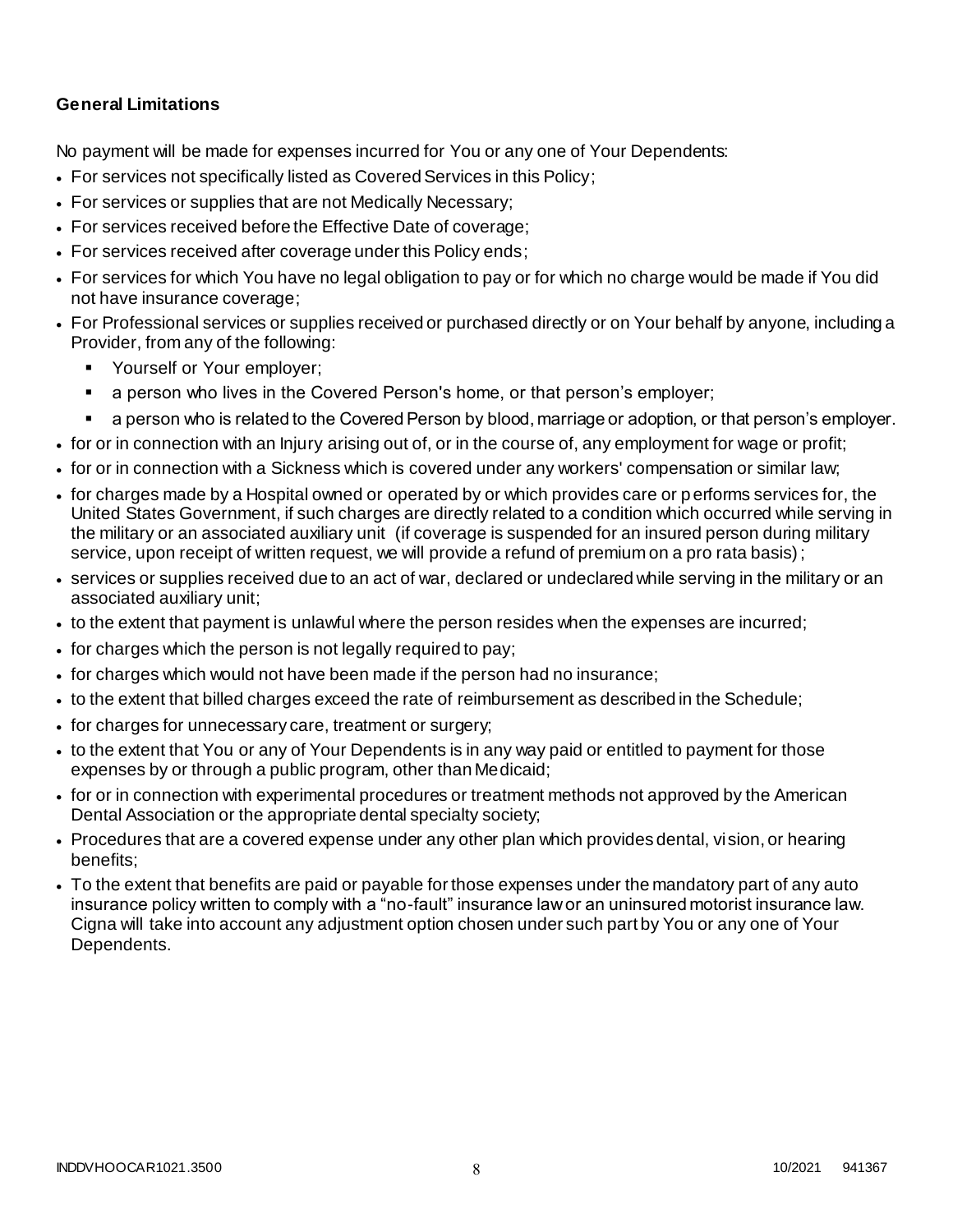**General Limitations**

No payment will be made for expenses incurred for You or any one of Your Dependents:

- For services not specifically listed as Covered Services in this Policy;
- For services or supplies that are not Medically Necessary;
- For services received before the Effective Date of coverage;
- For services received after coverage under this Policy ends;
- For services for which You have no legal obligation to pay or for which no charge would be made if You did not have insurance coverage;
- For Professional services or supplies received or purchased directly or on Your behalf by anyone, including a Provider, from any of the following:
  - Yourself or Your employer;
  - a person who lives in the Covered Person's home, or that person's employer;
  - a person who is related to the Covered Person by blood, marriage or adoption, or that person's employer.
- for or in connection with an Injury arising out of, or in the course of, any employment for wage or profit;
- for or in connection with a Sickness which is covered under any workers' compensation or similar law;
- for charges made by a Hospital owned or operated by or which provides care or performs services for, the United States Government, if such charges are directly related to a condition which occurred while serving in the military or an associated auxiliary unit (if coverage is suspended for an insured person during military service, upon receipt of written request, we will provide a refund of premium on a pro rata basis);
- services or supplies received due to an act of war, declared or undeclared while serving in the military or an associated auxiliary unit;
- to the extent that payment is unlawful where the person resides when the expenses are incurred;
- for charges which the person is not legally required to pay;
- for charges which would not have been made if the person had no insurance;
- to the extent that billed charges exceed the rate of reimbursement as described in the Schedule;
- for charges for unnecessary care, treatment or surgery;
- to the extent that You or any of Your Dependents is in any way paid or entitled to payment for those expenses by or through a public program, other than Medicaid;
- for or in connection with experimental procedures or treatment methods not approved by the American Dental Association or the appropriate dental specialty society;
- Procedures that are a covered expense under any other plan which provides dental, vision, or hearing benefits;
- To the extent that benefits are paid or payable for those expenses under the mandatory part of any auto insurance policy written to comply with a "no-fault" insurance law or an uninsured motorist insurance law. Cigna will take into account any adjustment option chosen under such part by You or any one of Your Dependents.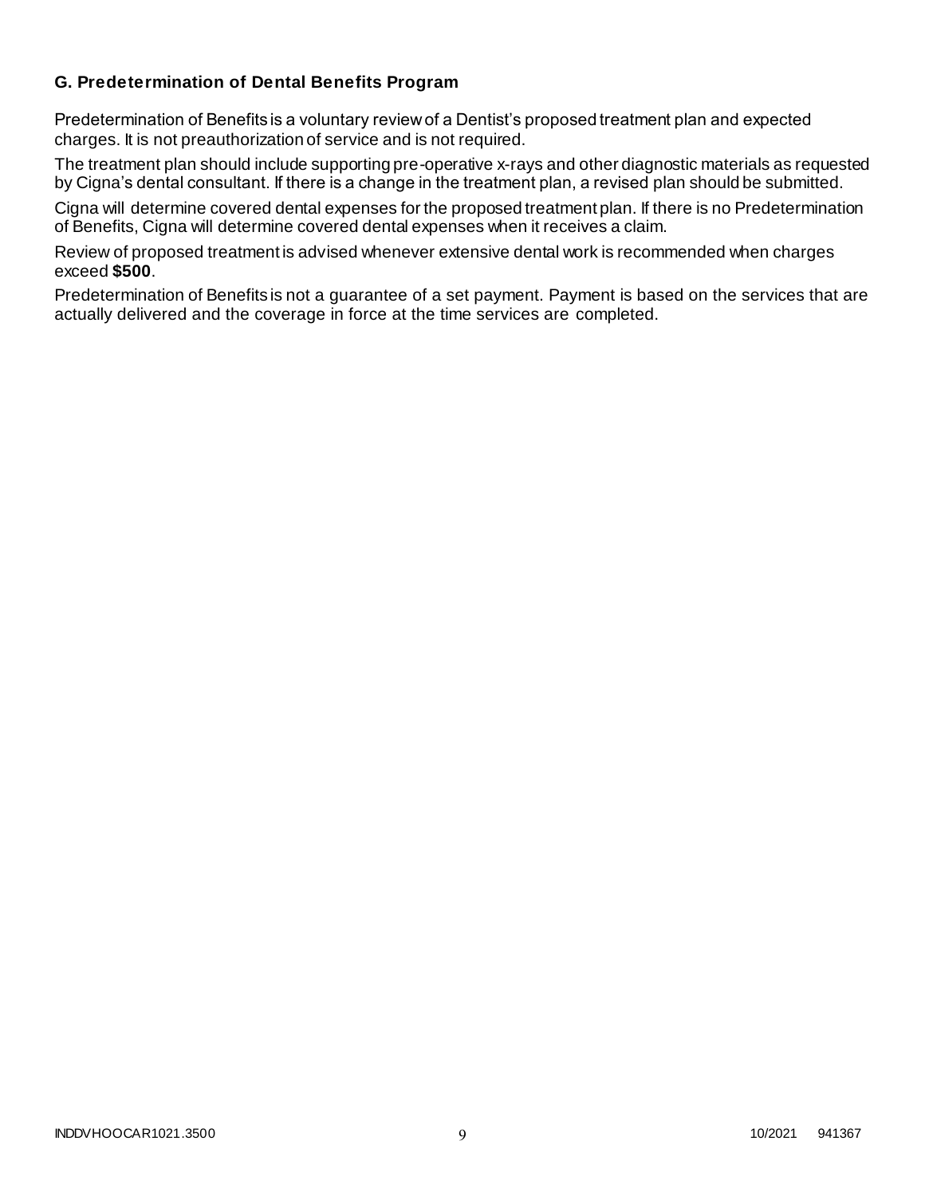### G. Predetermination of Dental Benefits Program

Predetermination of Benefits is a voluntary review of a Dentist's proposed treatment plan and expected charges. It is not preauthorization of service and is not required.

The treatment plan should include supporting pre-operative x-rays and other diagnostic materials as requested by Cigna's dental consultant. If there is a change in the treatment plan, a revised plan should be submitted.

Cigna will determine covered dental expenses for the proposed treatment plan. If there is no Predetermination of Benefits, Cigna will determine covered dental expenses when it receives a claim.

Review of proposed treatment is advised whenever extensive dental work is recommended when charges exceed **$500**.

Predetermination of Benefits is not a guarantee of a set payment. Payment is based on the services that are actually delivered and the coverage in force at the time services are completed.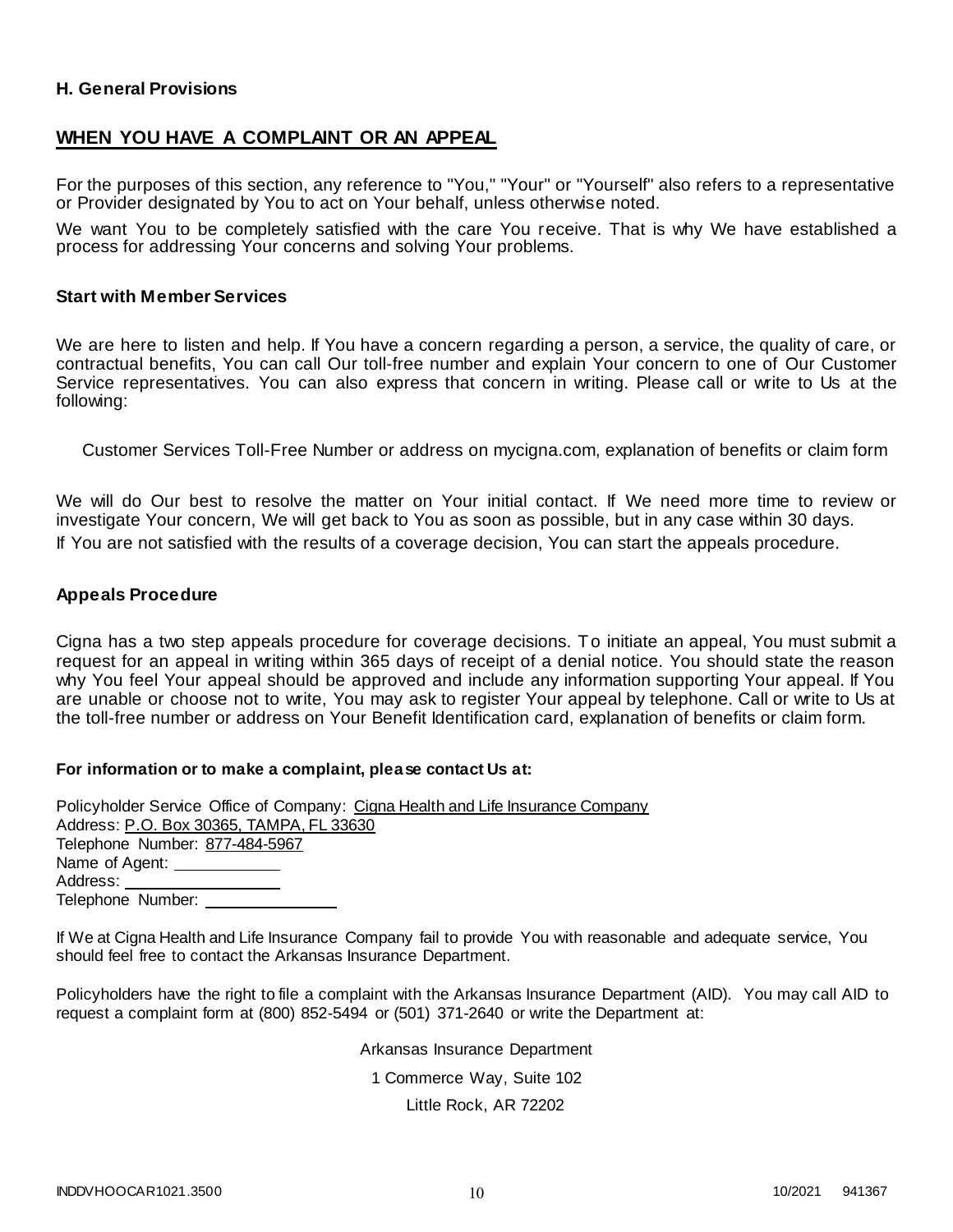### H. General Provisions

## WHEN YOU HAVE A COMPLAINT OR AN APPEAL

For the purposes of this section, any reference to "You," "Your" or "Yourself" also refers to a representative or Provider designated by You to act on Your behalf, unless otherwise noted.

We want You to be completely satisfied with the care You receive. That is why We have established a process for addressing Your concerns and solving Your problems.

### Start with Member Services

We are here to listen and help. If You have a concern regarding a person, a service, the quality of care, or contractual benefits, You can call Our toll-free number and explain Your concern to one of Our Customer Service representatives. You can also express that concern in writing. Please call or write to Us at the following:

Customer Services Toll-Free Number or address on mycigna.com, explanation of benefits or claim form

We will do Our best to resolve the matter on Your initial contact. If We need more time to review or investigate Your concern, We will get back to You as soon as possible, but in any case within 30 days.

If You are not satisfied with the results of a coverage decision, You can start the appeals procedure.

### Appeals Procedure

Cigna has a two step appeals procedure for coverage decisions. To initiate an appeal, You must submit a request for an appeal in writing within 365 days of receipt of a denial notice. You should state the reason why You feel Your appeal should be approved and include any information supporting Your appeal. If You are unable or choose not to write, You may ask to register Your appeal by telephone. Call or write to Us at the toll-free number or address on Your Benefit Identification card, explanation of benefits or claim form.

**For information or to make a complaint, please contact Us at:**

Policyholder Service Office of Company: Cigna Health and Life Insurance Company
Address: P.O. Box 30365, TAMPA, FL 33630
Telephone Number: 877-484-5967
Name of Agent: ____________
Address: __________________
Telephone Number: _______________

If We at Cigna Health and Life Insurance Company fail to provide You with reasonable and adequate service, You should feel free to contact the Arkansas Insurance Department.

Policyholders have the right to file a complaint with the Arkansas Insurance Department (AID). You may call AID to request a complaint form at (800) 852-5494 or (501) 371-2640 or write the Department at:

Arkansas Insurance Department
1 Commerce Way, Suite 102
Little Rock, AR 72202

INDDVHOOCAR1021.3500 10/2021 941367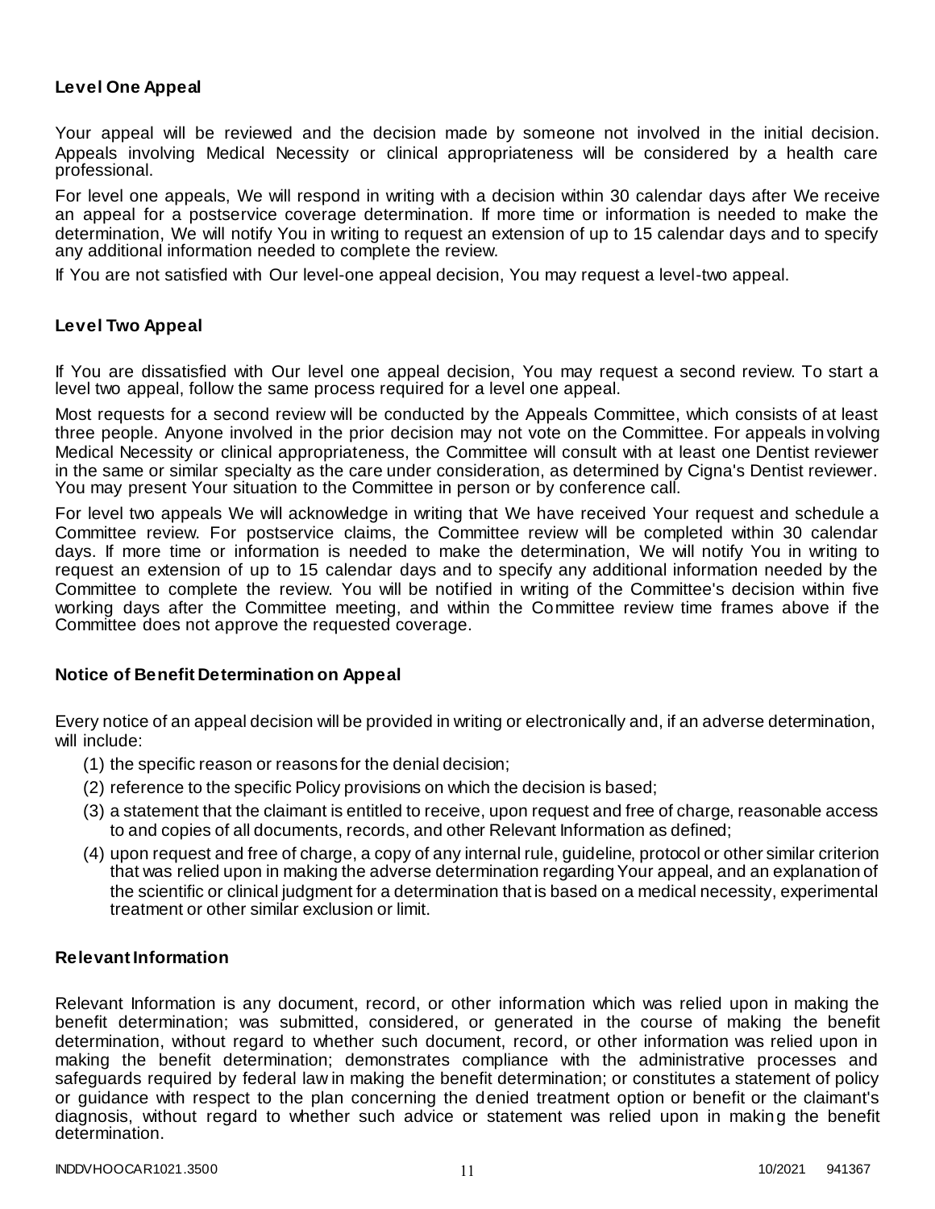### Level One Appeal

Your appeal will be reviewed and the decision made by someone not involved in the initial decision. Appeals involving Medical Necessity or clinical appropriateness will be considered by a health care professional.

For level one appeals, We will respond in writing with a decision within 30 calendar days after We receive an appeal for a postservice coverage determination. If more time or information is needed to make the determination, We will notify You in writing to request an extension of up to 15 calendar days and to specify any additional information needed to complete the review.

If You are not satisfied with Our level-one appeal decision, You may request a level-two appeal.

### Level Two Appeal

If You are dissatisfied with Our level one appeal decision, You may request a second review. To start a level two appeal, follow the same process required for a level one appeal.

Most requests for a second review will be conducted by the Appeals Committee, which consists of at least three people. Anyone involved in the prior decision may not vote on the Committee. For appeals involving Medical Necessity or clinical appropriateness, the Committee will consult with at least one Dentist reviewer in the same or similar specialty as the care under consideration, as determined by Cigna's Dentist reviewer. You may present Your situation to the Committee in person or by conference call.

For level two appeals We will acknowledge in writing that We have received Your request and schedule a Committee review. For postservice claims, the Committee review will be completed within 30 calendar days. If more time or information is needed to make the determination, We will notify You in writing to request an extension of up to 15 calendar days and to specify any additional information needed by the Committee to complete the review. You will be notified in writing of the Committee's decision within five working days after the Committee meeting, and within the Committee review time frames above if the Committee does not approve the requested coverage.

### Notice of Benefit Determination on Appeal

Every notice of an appeal decision will be provided in writing or electronically and, if an adverse determination, will include:

(1) the specific reason or reasons for the denial decision;

(2) reference to the specific Policy provisions on which the decision is based;

(3) a statement that the claimant is entitled to receive, upon request and free of charge, reasonable access to and copies of all documents, records, and other Relevant Information as defined;

(4) upon request and free of charge, a copy of any internal rule, guideline, protocol or other similar criterion that was relied upon in making the adverse determination regarding Your appeal, and an explanation of the scientific or clinical judgment for a determination that is based on a medical necessity, experimental treatment or other similar exclusion or limit.

### Relevant Information

Relevant Information is any document, record, or other information which was relied upon in making the benefit determination; was submitted, considered, or generated in the course of making the benefit determination, without regard to whether such document, record, or other information was relied upon in making the benefit determination; demonstrates compliance with the administrative processes and safeguards required by federal law in making the benefit determination; or constitutes a statement of policy or guidance with respect to the plan concerning the denied treatment option or benefit or the claimant's diagnosis, without regard to whether such advice or statement was relied upon in making the benefit determination.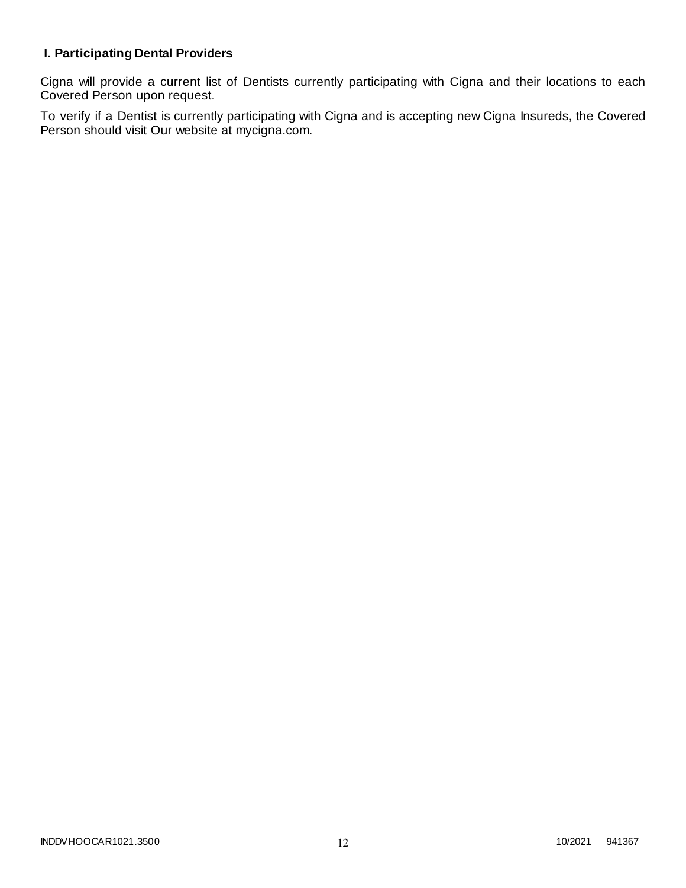### I. Participating Dental Providers

Cigna will provide a current list of Dentists currently participating with Cigna and their locations to each Covered Person upon request.

To verify if a Dentist is currently participating with Cigna and is accepting new Cigna Insureds, the Covered Person should visit Our website at mycigna.com.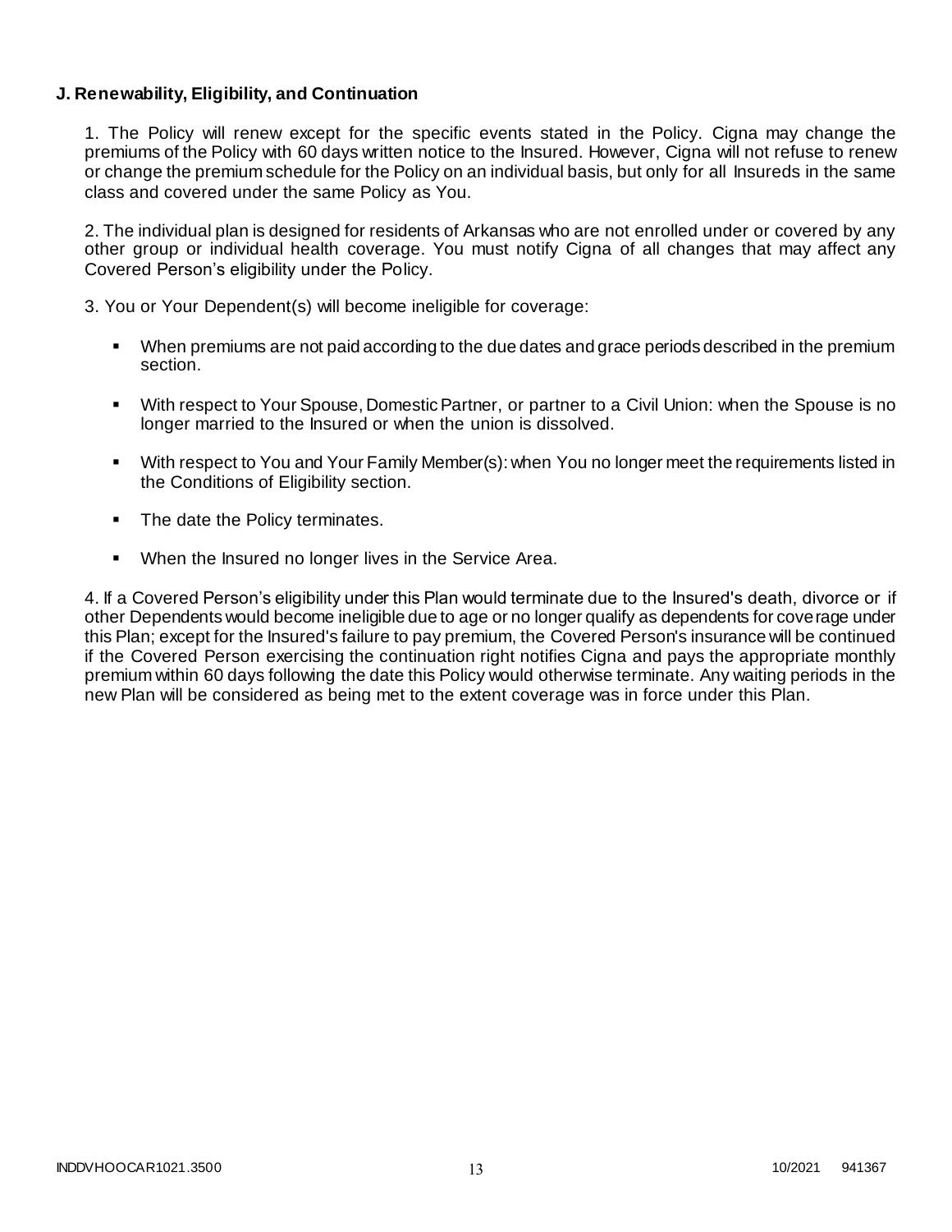**J. Renewability, Eligibility, and Continuation**

1. The Policy will renew except for the specific events stated in the Policy. Cigna may change the premiums of the Policy with 60 days written notice to the Insured. However, Cigna will not refuse to renew or change the premium schedule for the Policy on an individual basis, but only for all Insureds in the same class and covered under the same Policy as You.

2. The individual plan is designed for residents of Arkansas who are not enrolled under or covered by any other group or individual health coverage. You must notify Cigna of all changes that may affect any Covered Person's eligibility under the Policy.

3. You or Your Dependent(s) will become ineligible for coverage:

- When premiums are not paid according to the due dates and grace periods described in the premium section.
- With respect to Your Spouse, Domestic Partner, or partner to a Civil Union: when the Spouse is no longer married to the Insured or when the union is dissolved.
- With respect to You and Your Family Member(s): when You no longer meet the requirements listed in the Conditions of Eligibility section.
- The date the Policy terminates.
- When the Insured no longer lives in the Service Area.

4. If a Covered Person's eligibility under this Plan would terminate due to the Insured's death, divorce or if other Dependents would become ineligible due to age or no longer qualify as dependents for coverage under this Plan; except for the Insured's failure to pay premium, the Covered Person's insurance will be continued if the Covered Person exercising the continuation right notifies Cigna and pays the appropriate monthly premium within 60 days following the date this Policy would otherwise terminate. Any waiting periods in the new Plan will be considered as being met to the extent coverage was in force under this Plan.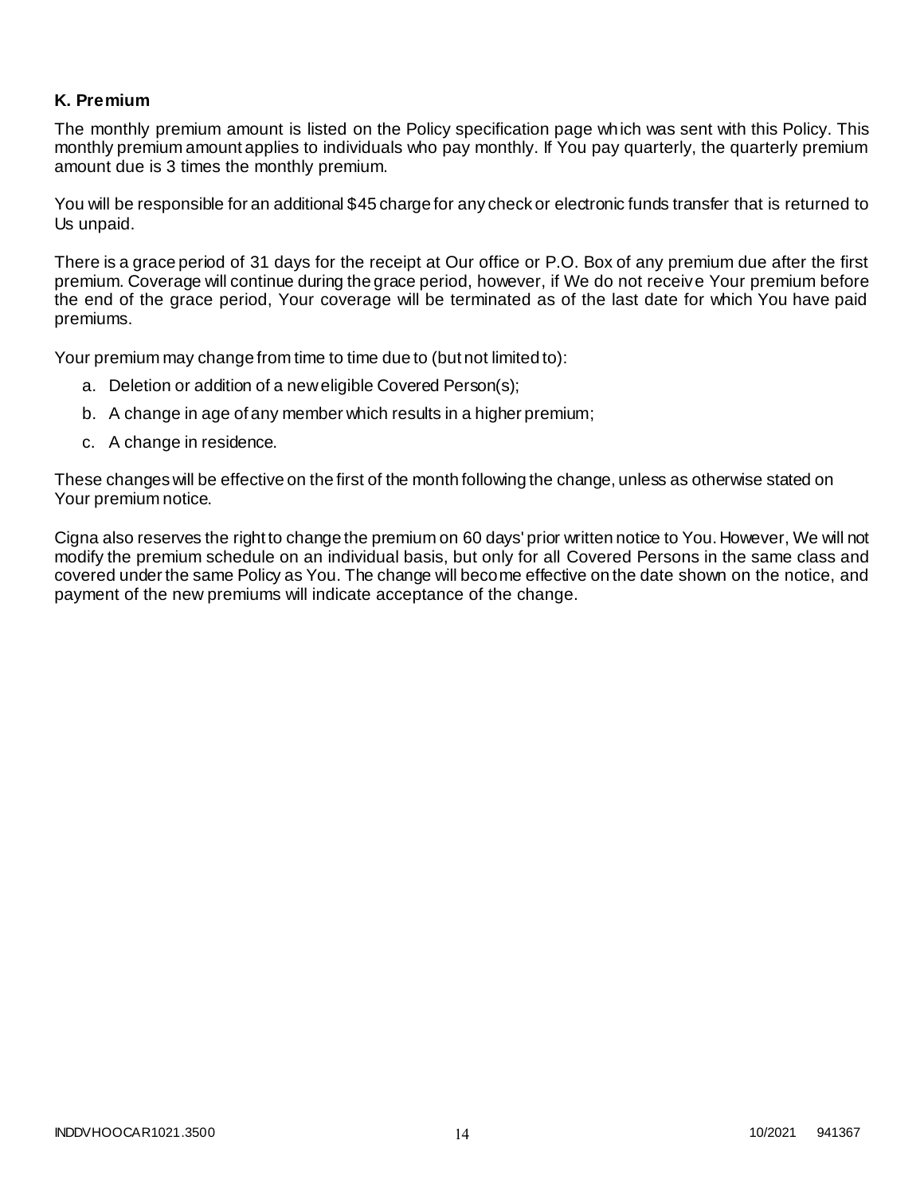### K. Premium

The monthly premium amount is listed on the Policy specification page which was sent with this Policy. This monthly premium amount applies to individuals who pay monthly. If You pay quarterly, the quarterly premium amount due is 3 times the monthly premium.

You will be responsible for an additional $45 charge for any check or electronic funds transfer that is returned to Us unpaid.

There is a grace period of 31 days for the receipt at Our office or P.O. Box of any premium due after the first premium. Coverage will continue during the grace period, however, if We do not receive Your premium before the end of the grace period, Your coverage will be terminated as of the last date for which You have paid premiums.

Your premium may change from time to time due to (but not limited to):

a. Deletion or addition of a new eligible Covered Person(s);
b. A change in age of any member which results in a higher premium;
c. A change in residence.

These changes will be effective on the first of the month following the change, unless as otherwise stated on Your premium notice.

Cigna also reserves the right to change the premium on 60 days' prior written notice to You. However, We will not modify the premium schedule on an individual basis, but only for all Covered Persons in the same class and covered under the same Policy as You. The change will become effective on the date shown on the notice, and payment of the new premiums will indicate acceptance of the change.